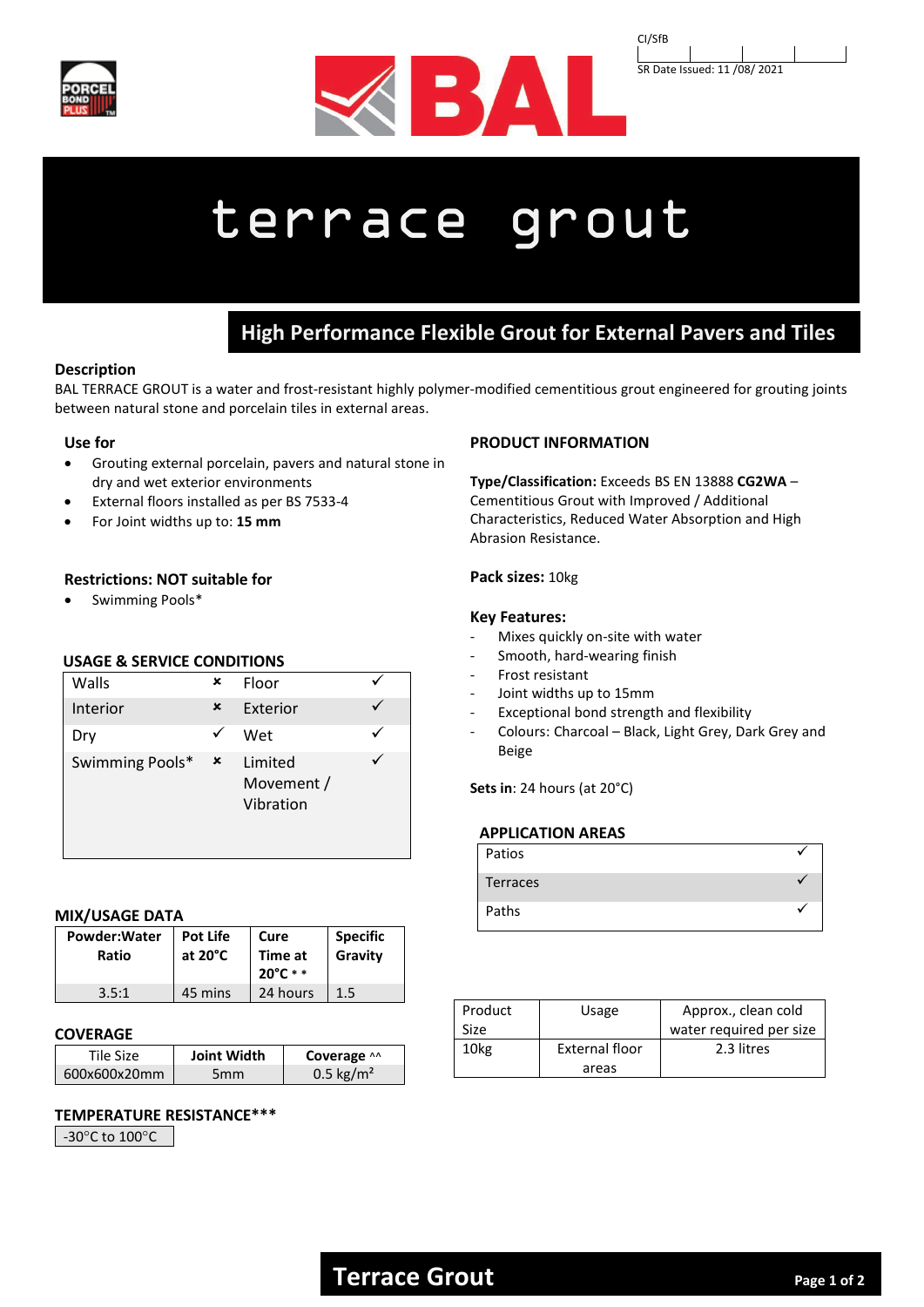CI/SfB

SR Date Issued: 11 /08/ 2021

# terrace grout

## High Performance Flexible Grout for External Pavers and Tiles

### Description

BAL TERRACE GROUT is a water and frost-resistant highly polymer-modified cementitious grout engineered for grouting joints between natural stone and porcelain tiles in external areas.

### Use for

- Grouting external porcelain, pavers and natural stone in dry and wet exterior environments
- External floors installed as per BS 7533-4
- For Joint widths up to: **15 mm**

### Restrictions: NOT suitable for

- Swimming Pools*

### USAGE & SERVICE CONDITIONS

| | | | |
|---|---|---|---|
| Walls | ✗ | Floor | ✓ |
| Interior | ✗ | Exterior | ✓ |
| Dry | ✓ | Wet | ✓ |
| Swimming Pools* | ✗ | Limited Movement / Vibration | ✓ |

### MIX/USAGE DATA

| Powder:Water Ratio | Pot Life at 20°C | Cure Time at 20°C ** | Specific Gravity |
|---|---|---|---|
| 3.5:1 | 45 mins | 24 hours | 1.5 |

### COVERAGE

| Tile Size | Joint Width | Coverage ^^ |
|---|---|---|
| 600x600x20mm | 5mm | 0.5 kg/m² |

### TEMPERATURE RESISTANCE***

-30°C to 100°C

### PRODUCT INFORMATION

**Type/Classification:** Exceeds BS EN 13888 **CG2WA** – Cementitious Grout with Improved / Additional Characteristics, Reduced Water Absorption and High Abrasion Resistance.

**Pack sizes:** 10kg

**Key Features:**

- Mixes quickly on-site with water
- Smooth, hard-wearing finish
- Frost resistant
- Joint widths up to 15mm
- Exceptional bond strength and flexibility
- Colours: Charcoal – Black, Light Grey, Dark Grey and Beige

**Sets in**: 24 hours (at 20°C)

### APPLICATION AREAS

| | |
|---|---|
| Patios | ✓ |
| Terraces | ✓ |
| Paths | ✓ |

| Product Size | Usage | Approx., clean cold water required per size |
|---|---|---|
| 10kg | External floor areas | 2.3 litres |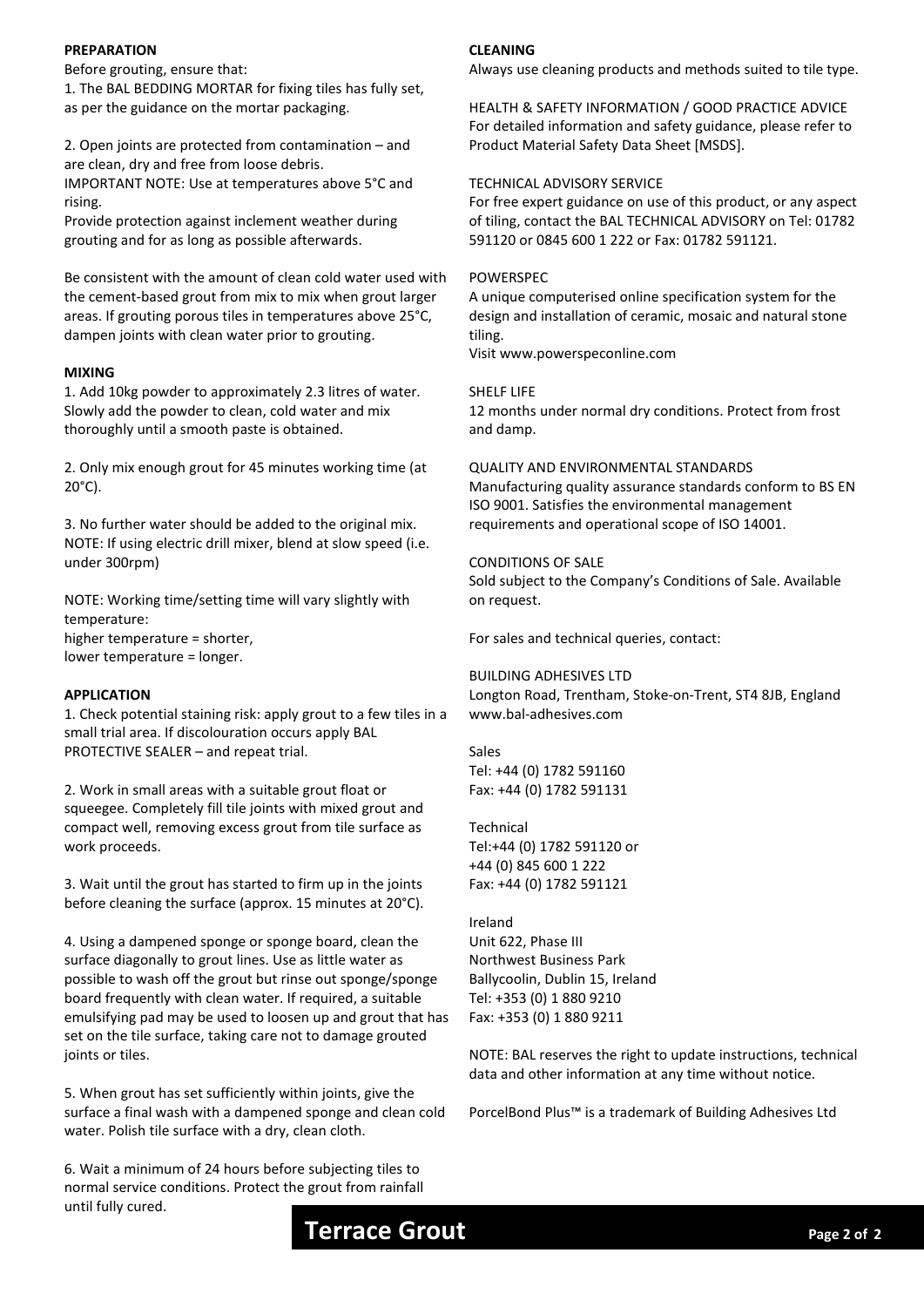**PREPARATION**

Before grouting, ensure that:

1. The BAL BEDDING MORTAR for fixing tiles has fully set, as per the guidance on the mortar packaging.

2. Open joints are protected from contamination – and are clean, dry and free from loose debris.

IMPORTANT NOTE: Use at temperatures above 5°C and rising.

Provide protection against inclement weather during grouting and for as long as possible afterwards.

Be consistent with the amount of clean cold water used with the cement-based grout from mix to mix when grout larger areas. If grouting porous tiles in temperatures above 25°C, dampen joints with clean water prior to grouting.

**MIXING**

1. Add 10kg powder to approximately 2.3 litres of water. Slowly add the powder to clean, cold water and mix thoroughly until a smooth paste is obtained.

2. Only mix enough grout for 45 minutes working time (at 20°C).

3. No further water should be added to the original mix. NOTE: If using electric drill mixer, blend at slow speed (i.e. under 300rpm)

NOTE: Working time/setting time will vary slightly with temperature:
higher temperature = shorter,
lower temperature = longer.

**APPLICATION**

1. Check potential staining risk: apply grout to a few tiles in a small trial area. If discolouration occurs apply BAL PROTECTIVE SEALER – and repeat trial.

2. Work in small areas with a suitable grout float or squeegee. Completely fill tile joints with mixed grout and compact well, removing excess grout from tile surface as work proceeds.

3. Wait until the grout has started to firm up in the joints before cleaning the surface (approx. 15 minutes at 20°C).

4. Using a dampened sponge or sponge board, clean the surface diagonally to grout lines. Use as little water as possible to wash off the grout but rinse out sponge/sponge board frequently with clean water. If required, a suitable emulsifying pad may be used to loosen up and grout that has set on the tile surface, taking care not to damage grouted joints or tiles.

5. When grout has set sufficiently within joints, give the surface a final wash with a dampened sponge and clean cold water. Polish tile surface with a dry, clean cloth.

6. Wait a minimum of 24 hours before subjecting tiles to normal service conditions. Protect the grout from rainfall until fully cured.

**CLEANING**

Always use cleaning products and methods suited to tile type.

HEALTH & SAFETY INFORMATION / GOOD PRACTICE ADVICE

For detailed information and safety guidance, please refer to Product Material Safety Data Sheet [MSDS].

TECHNICAL ADVISORY SERVICE

For free expert guidance on use of this product, or any aspect of tiling, contact the BAL TECHNICAL ADVISORY on Tel: 01782 591120 or 0845 600 1 222 or Fax: 01782 591121.

POWERSPEC

A unique computerised online specification system for the design and installation of ceramic, mosaic and natural stone tiling.

Visit www.powerspeconline.com

SHELF LIFE

12 months under normal dry conditions. Protect from frost and damp.

QUALITY AND ENVIRONMENTAL STANDARDS

Manufacturing quality assurance standards conform to BS EN ISO 9001. Satisfies the environmental management requirements and operational scope of ISO 14001.

CONDITIONS OF SALE

Sold subject to the Company's Conditions of Sale. Available on request.

For sales and technical queries, contact:

BUILDING ADHESIVES LTD
Longton Road, Trentham, Stoke-on-Trent, ST4 8JB, England
www.bal-adhesives.com

Sales
Tel: +44 (0) 1782 591160
Fax: +44 (0) 1782 591131

Technical
Tel:+44 (0) 1782 591120 or
+44 (0) 845 600 1 222
Fax: +44 (0) 1782 591121

Ireland
Unit 622, Phase III
Northwest Business Park
Ballycoolin, Dublin 15, Ireland
Tel: +353 (0) 1 880 9210
Fax: +353 (0) 1 880 9211

NOTE: BAL reserves the right to update instructions, technical data and other information at any time without notice.

PorcelBond Plus™ is a trademark of Building Adhesives Ltd

**Terrace Grout**